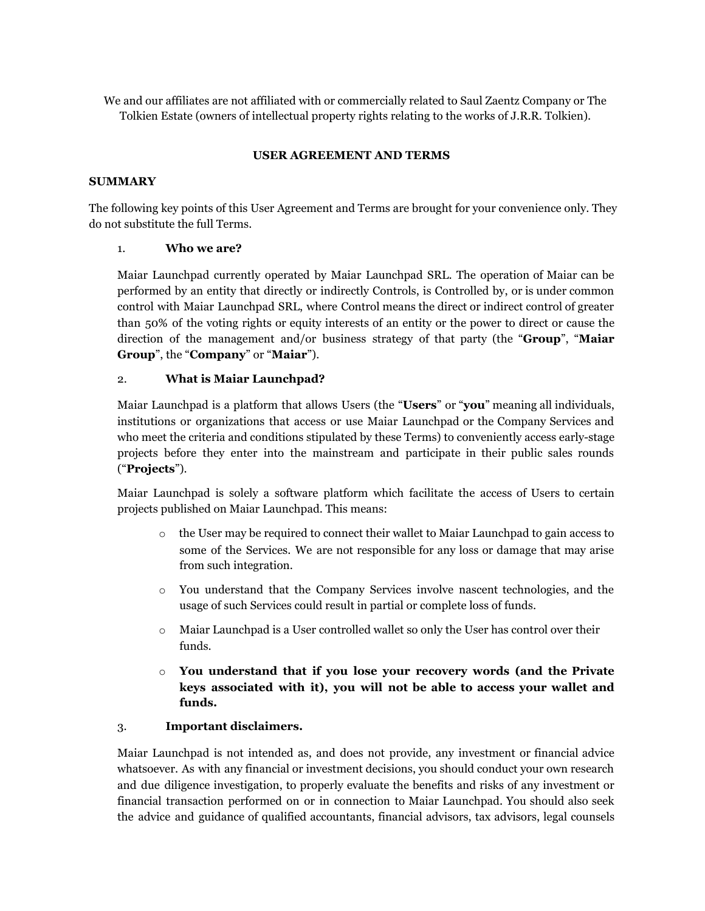We and our affiliates are not affiliated with or commercially related to Saul Zaentz Company or The Tolkien Estate (owners of intellectual property rights relating to the works of J.R.R. Tolkien).

## USER AGREEMENT AND TERMS

### SUMMARY

The following key points of this User Agreement and Terms are brought for your convenience only. They do not substitute the full Terms.

1. **Who we are?**

Maiar Launchpad currently operated by Maiar Launchpad SRL. The operation of Maiar can be performed by an entity that directly or indirectly Controls, is Controlled by, or is under common control with Maiar Launchpad SRL, where Control means the direct or indirect control of greater than 50% of the voting rights or equity interests of an entity or the power to direct or cause the direction of the management and/or business strategy of that party (the "**Group**", "**Maiar Group**", the "**Company**" or "**Maiar**").

2. **What is Maiar Launchpad?**

Maiar Launchpad is a platform that allows Users (the "**Users**" or "**you**" meaning all individuals, institutions or organizations that access or use Maiar Launchpad or the Company Services and who meet the criteria and conditions stipulated by these Terms) to conveniently access early-stage projects before they enter into the mainstream and participate in their public sales rounds ("**Projects**").

Maiar Launchpad is solely a software platform which facilitate the access of Users to certain projects published on Maiar Launchpad. This means:

- the User may be required to connect their wallet to Maiar Launchpad to gain access to some of the Services. We are not responsible for any loss or damage that may arise from such integration.
- You understand that the Company Services involve nascent technologies, and the usage of such Services could result in partial or complete loss of funds.
- Maiar Launchpad is a User controlled wallet so only the User has control over their funds.
- **You understand that if you lose your recovery words (and the Private keys associated with it), you will not be able to access your wallet and funds.**

3. **Important disclaimers.**

Maiar Launchpad is not intended as, and does not provide, any investment or financial advice whatsoever. As with any financial or investment decisions, you should conduct your own research and due diligence investigation, to properly evaluate the benefits and risks of any investment or financial transaction performed on or in connection to Maiar Launchpad. You should also seek the advice and guidance of qualified accountants, financial advisors, tax advisors, legal counsels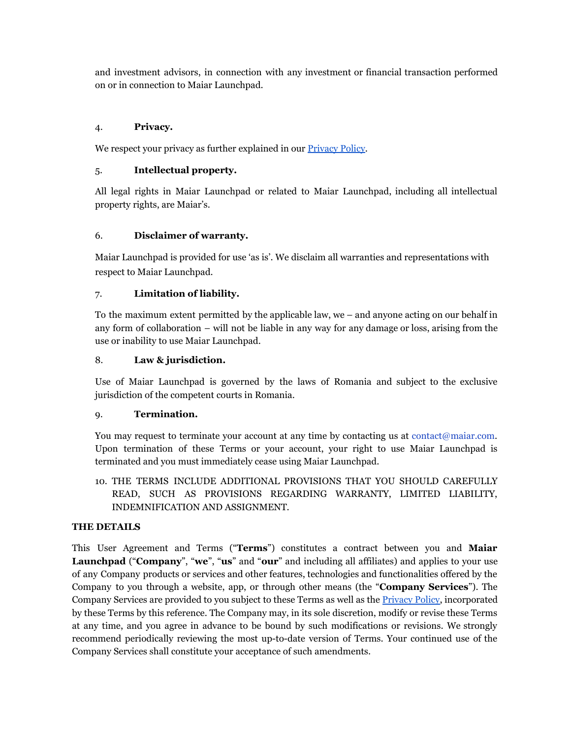and investment advisors, in connection with any investment or financial transaction performed on or in connection to Maiar Launchpad.

4. **Privacy.**

We respect your privacy as further explained in our [Privacy Policy](#).

5. **Intellectual property.**

All legal rights in Maiar Launchpad or related to Maiar Launchpad, including all intellectual property rights, are Maiar's.

6. **Disclaimer of warranty.**

Maiar Launchpad is provided for use 'as is'. We disclaim all warranties and representations with respect to Maiar Launchpad.

7. **Limitation of liability.**

To the maximum extent permitted by the applicable law, we – and anyone acting on our behalf in any form of collaboration – will not be liable in any way for any damage or loss, arising from the use or inability to use Maiar Launchpad.

8. **Law & jurisdiction.**

Use of Maiar Launchpad is governed by the laws of Romania and subject to the exclusive jurisdiction of the competent courts in Romania.

9. **Termination.**

You may request to terminate your account at any time by contacting us at contact@maiar.com. Upon termination of these Terms or your account, your right to use Maiar Launchpad is terminated and you must immediately cease using Maiar Launchpad.

10. THE TERMS INCLUDE ADDITIONAL PROVISIONS THAT YOU SHOULD CAREFULLY READ, SUCH AS PROVISIONS REGARDING WARRANTY, LIMITED LIABILITY, INDEMNIFICATION AND ASSIGNMENT.

**THE DETAILS**

This User Agreement and Terms ("**Terms**") constitutes a contract between you and **Maiar Launchpad** ("**Company**", "**we**", "**us**" and "**our**" and including all affiliates) and applies to your use of any Company products or services and other features, technologies and functionalities offered by the Company to you through a website, app, or through other means (the "**Company Services**"). The Company Services are provided to you subject to these Terms as well as the [Privacy Policy](#), incorporated by these Terms by this reference. The Company may, in its sole discretion, modify or revise these Terms at any time, and you agree in advance to be bound by such modifications or revisions. We strongly recommend periodically reviewing the most up-to-date version of Terms. Your continued use of the Company Services shall constitute your acceptance of such amendments.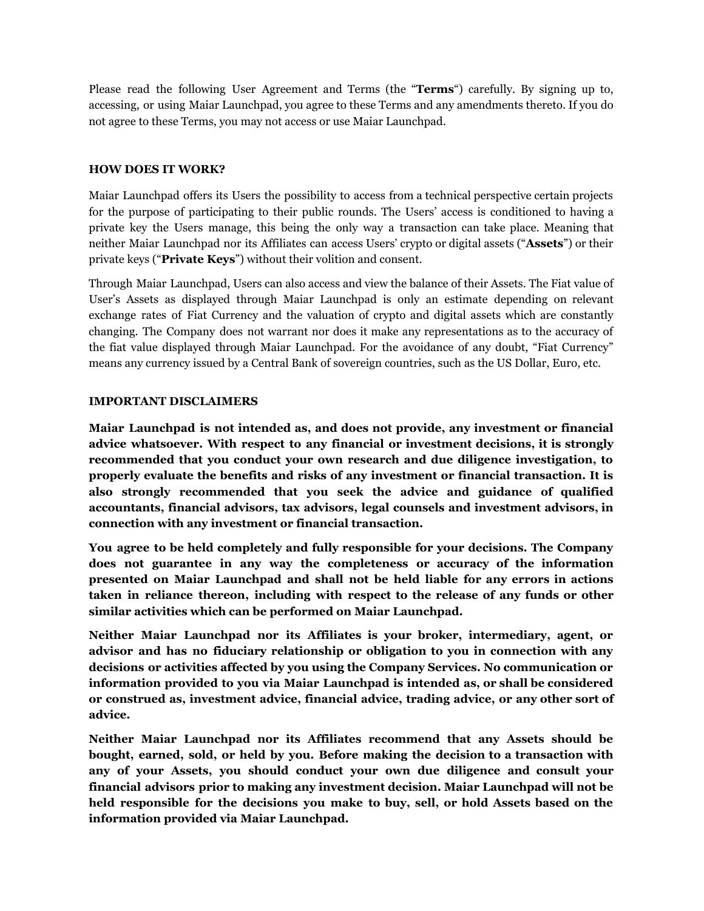Please read the following User Agreement and Terms (the "**Terms**") carefully. By signing up to, accessing, or using Maiar Launchpad, you agree to these Terms and any amendments thereto. If you do not agree to these Terms, you may not access or use Maiar Launchpad.

## HOW DOES IT WORK?

Maiar Launchpad offers its Users the possibility to access from a technical perspective certain projects for the purpose of participating to their public rounds. The Users' access is conditioned to having a private key the Users manage, this being the only way a transaction can take place. Meaning that neither Maiar Launchpad nor its Affiliates can access Users' crypto or digital assets ("**Assets**") or their private keys ("**Private Keys**") without their volition and consent.

Through Maiar Launchpad, Users can also access and view the balance of their Assets. The Fiat value of User's Assets as displayed through Maiar Launchpad is only an estimate depending on relevant exchange rates of Fiat Currency and the valuation of crypto and digital assets which are constantly changing. The Company does not warrant nor does it make any representations as to the accuracy of the fiat value displayed through Maiar Launchpad. For the avoidance of any doubt, "Fiat Currency" means any currency issued by a Central Bank of sovereign countries, such as the US Dollar, Euro, etc.

## IMPORTANT DISCLAIMERS

**Maiar Launchpad is not intended as, and does not provide, any investment or financial advice whatsoever. With respect to any financial or investment decisions, it is strongly recommended that you conduct your own research and due diligence investigation, to properly evaluate the benefits and risks of any investment or financial transaction. It is also strongly recommended that you seek the advice and guidance of qualified accountants, financial advisors, tax advisors, legal counsels and investment advisors, in connection with any investment or financial transaction.**

**You agree to be held completely and fully responsible for your decisions. The Company does not guarantee in any way the completeness or accuracy of the information presented on Maiar Launchpad and shall not be held liable for any errors in actions taken in reliance thereon, including with respect to the release of any funds or other similar activities which can be performed on Maiar Launchpad.**

**Neither Maiar Launchpad nor its Affiliates is your broker, intermediary, agent, or advisor and has no fiduciary relationship or obligation to you in connection with any decisions or activities affected by you using the Company Services. No communication or information provided to you via Maiar Launchpad is intended as, or shall be considered or construed as, investment advice, financial advice, trading advice, or any other sort of advice.**

**Neither Maiar Launchpad nor its Affiliates recommend that any Assets should be bought, earned, sold, or held by you. Before making the decision to a transaction with any of your Assets, you should conduct your own due diligence and consult your financial advisors prior to making any investment decision. Maiar Launchpad will not be held responsible for the decisions you make to buy, sell, or hold Assets based on the information provided via Maiar Launchpad.**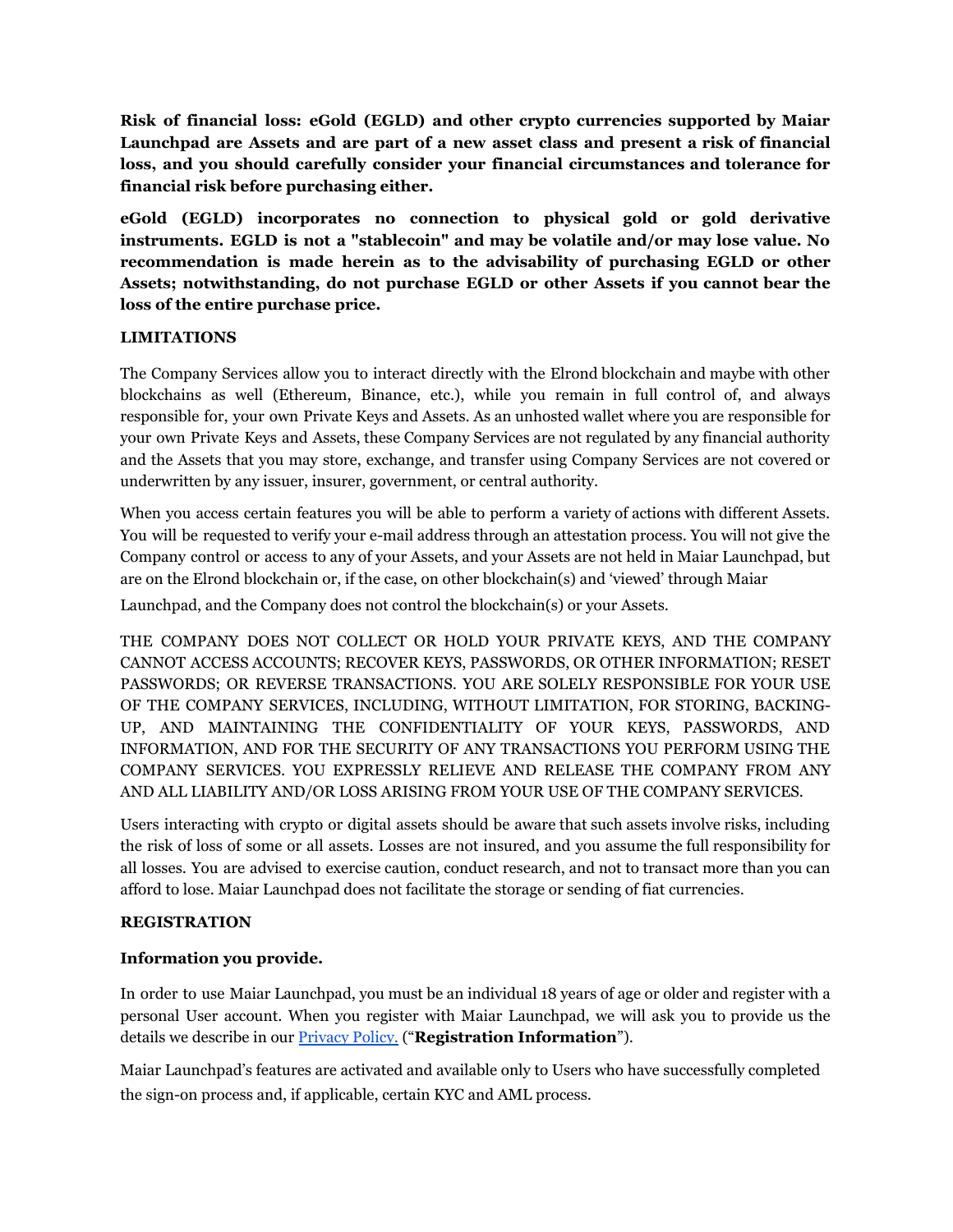**Risk of financial loss: eGold (EGLD) and other crypto currencies supported by Maiar Launchpad are Assets and are part of a new asset class and present a risk of financial loss, and you should carefully consider your financial circumstances and tolerance for financial risk before purchasing either.**

**eGold (EGLD) incorporates no connection to physical gold or gold derivative instruments. EGLD is not a "stablecoin" and may be volatile and/or may lose value. No recommendation is made herein as to the advisability of purchasing EGLD or other Assets; notwithstanding, do not purchase EGLD or other Assets if you cannot bear the loss of the entire purchase price.**

## LIMITATIONS

The Company Services allow you to interact directly with the Elrond blockchain and maybe with other blockchains as well (Ethereum, Binance, etc.), while you remain in full control of, and always responsible for, your own Private Keys and Assets. As an unhosted wallet where you are responsible for your own Private Keys and Assets, these Company Services are not regulated by any financial authority and the Assets that you may store, exchange, and transfer using Company Services are not covered or underwritten by any issuer, insurer, government, or central authority.

When you access certain features you will be able to perform a variety of actions with different Assets. You will be requested to verify your e-mail address through an attestation process. You will not give the Company control or access to any of your Assets, and your Assets are not held in Maiar Launchpad, but are on the Elrond blockchain or, if the case, on other blockchain(s) and 'viewed' through Maiar Launchpad, and the Company does not control the blockchain(s) or your Assets.

THE COMPANY DOES NOT COLLECT OR HOLD YOUR PRIVATE KEYS, AND THE COMPANY CANNOT ACCESS ACCOUNTS; RECOVER KEYS, PASSWORDS, OR OTHER INFORMATION; RESET PASSWORDS; OR REVERSE TRANSACTIONS. YOU ARE SOLELY RESPONSIBLE FOR YOUR USE OF THE COMPANY SERVICES, INCLUDING, WITHOUT LIMITATION, FOR STORING, BACKING-UP, AND MAINTAINING THE CONFIDENTIALITY OF YOUR KEYS, PASSWORDS, AND INFORMATION, AND FOR THE SECURITY OF ANY TRANSACTIONS YOU PERFORM USING THE COMPANY SERVICES. YOU EXPRESSLY RELIEVE AND RELEASE THE COMPANY FROM ANY AND ALL LIABILITY AND/OR LOSS ARISING FROM YOUR USE OF THE COMPANY SERVICES.

Users interacting with crypto or digital assets should be aware that such assets involve risks, including the risk of loss of some or all assets. Losses are not insured, and you assume the full responsibility for all losses. You are advised to exercise caution, conduct research, and not to transact more than you can afford to lose. Maiar Launchpad does not facilitate the storage or sending of fiat currencies.

## REGISTRATION

### Information you provide.

In order to use Maiar Launchpad, you must be an individual 18 years of age or older and register with a personal User account. When you register with Maiar Launchpad, we will ask you to provide us the details we describe in our [Privacy Policy.](#) ("**Registration Information**").

Maiar Launchpad's features are activated and available only to Users who have successfully completed the sign-on process and, if applicable, certain KYC and AML process.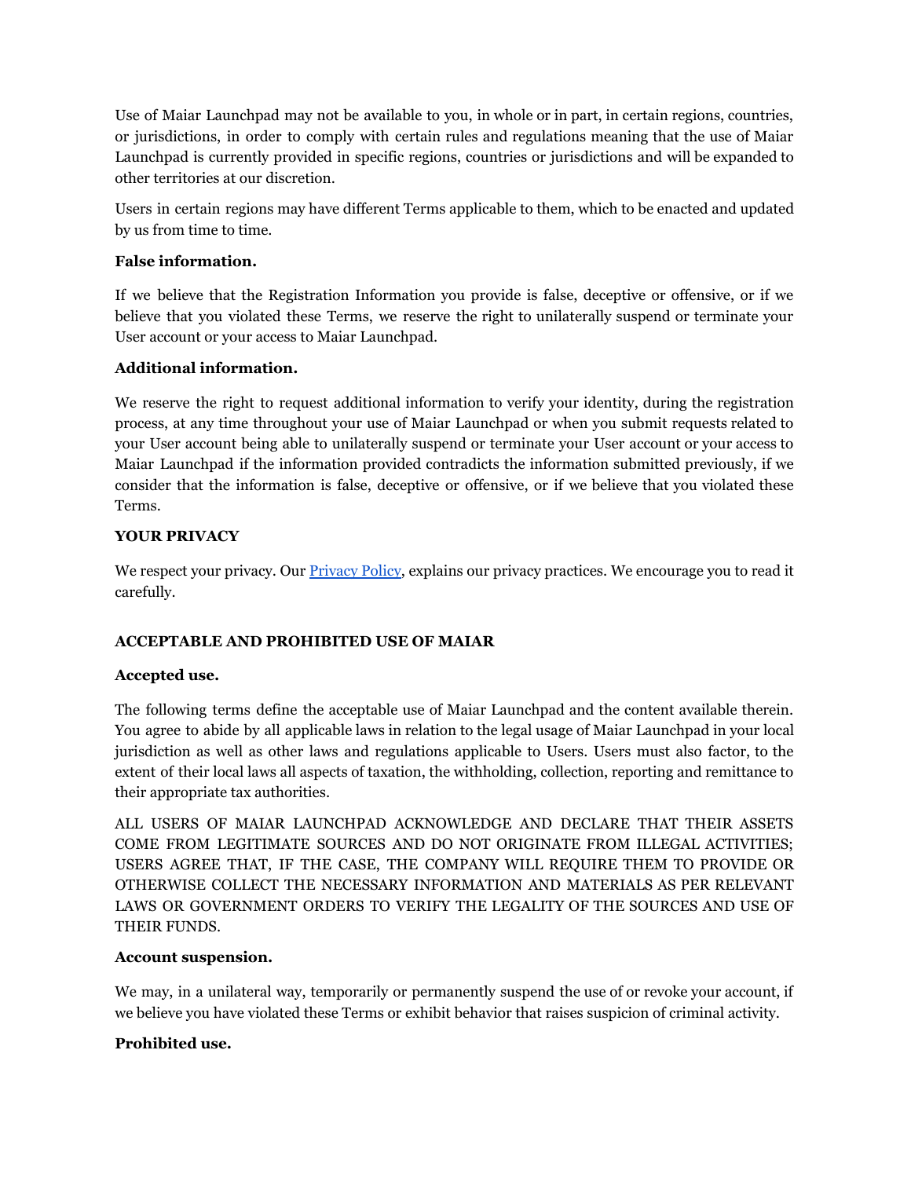Use of Maiar Launchpad may not be available to you, in whole or in part, in certain regions, countries, or jurisdictions, in order to comply with certain rules and regulations meaning that the use of Maiar Launchpad is currently provided in specific regions, countries or jurisdictions and will be expanded to other territories at our discretion.

Users in certain regions may have different Terms applicable to them, which to be enacted and updated by us from time to time.

**False information.**

If we believe that the Registration Information you provide is false, deceptive or offensive, or if we believe that you violated these Terms, we reserve the right to unilaterally suspend or terminate your User account or your access to Maiar Launchpad.

**Additional information.**

We reserve the right to request additional information to verify your identity, during the registration process, at any time throughout your use of Maiar Launchpad or when you submit requests related to your User account being able to unilaterally suspend or terminate your User account or your access to Maiar Launchpad if the information provided contradicts the information submitted previously, if we consider that the information is false, deceptive or offensive, or if we believe that you violated these Terms.

**YOUR PRIVACY**

We respect your privacy. Our [Privacy Policy](), explains our privacy practices. We encourage you to read it carefully.

**ACCEPTABLE AND PROHIBITED USE OF MAIAR**

**Accepted use.**

The following terms define the acceptable use of Maiar Launchpad and the content available therein. You agree to abide by all applicable laws in relation to the legal usage of Maiar Launchpad in your local jurisdiction as well as other laws and regulations applicable to Users. Users must also factor, to the extent of their local laws all aspects of taxation, the withholding, collection, reporting and remittance to their appropriate tax authorities.

ALL USERS OF MAIAR LAUNCHPAD ACKNOWLEDGE AND DECLARE THAT THEIR ASSETS COME FROM LEGITIMATE SOURCES AND DO NOT ORIGINATE FROM ILLEGAL ACTIVITIES; USERS AGREE THAT, IF THE CASE, THE COMPANY WILL REQUIRE THEM TO PROVIDE OR OTHERWISE COLLECT THE NECESSARY INFORMATION AND MATERIALS AS PER RELEVANT LAWS OR GOVERNMENT ORDERS TO VERIFY THE LEGALITY OF THE SOURCES AND USE OF THEIR FUNDS.

**Account suspension.**

We may, in a unilateral way, temporarily or permanently suspend the use of or revoke your account, if we believe you have violated these Terms or exhibit behavior that raises suspicion of criminal activity.

**Prohibited use.**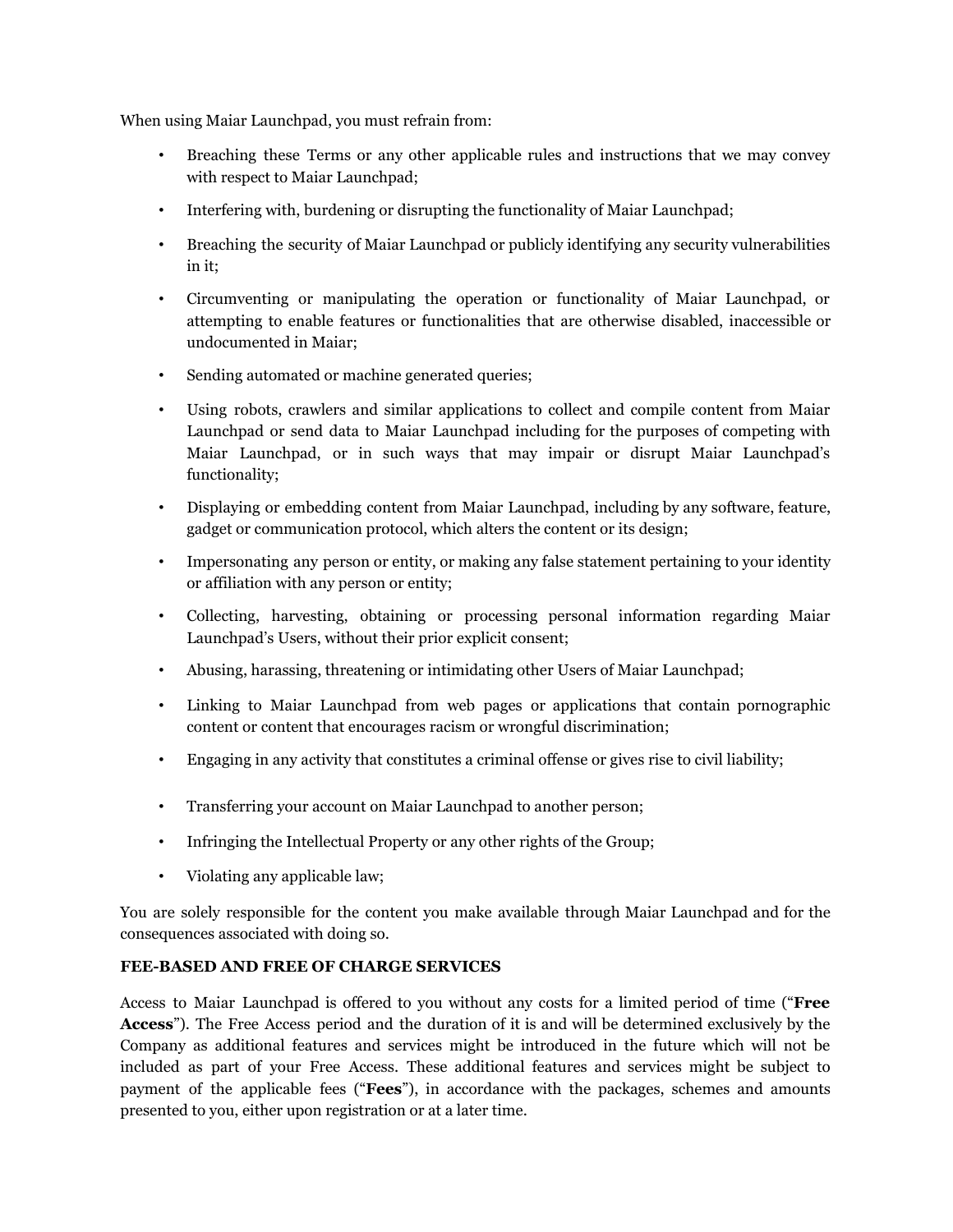When using Maiar Launchpad, you must refrain from:

- Breaching these Terms or any other applicable rules and instructions that we may convey with respect to Maiar Launchpad;
- Interfering with, burdening or disrupting the functionality of Maiar Launchpad;
- Breaching the security of Maiar Launchpad or publicly identifying any security vulnerabilities in it;
- Circumventing or manipulating the operation or functionality of Maiar Launchpad, or attempting to enable features or functionalities that are otherwise disabled, inaccessible or undocumented in Maiar;
- Sending automated or machine generated queries;
- Using robots, crawlers and similar applications to collect and compile content from Maiar Launchpad or send data to Maiar Launchpad including for the purposes of competing with Maiar Launchpad, or in such ways that may impair or disrupt Maiar Launchpad's functionality;
- Displaying or embedding content from Maiar Launchpad, including by any software, feature, gadget or communication protocol, which alters the content or its design;
- Impersonating any person or entity, or making any false statement pertaining to your identity or affiliation with any person or entity;
- Collecting, harvesting, obtaining or processing personal information regarding Maiar Launchpad's Users, without their prior explicit consent;
- Abusing, harassing, threatening or intimidating other Users of Maiar Launchpad;
- Linking to Maiar Launchpad from web pages or applications that contain pornographic content or content that encourages racism or wrongful discrimination;
- Engaging in any activity that constitutes a criminal offense or gives rise to civil liability;
- Transferring your account on Maiar Launchpad to another person;
- Infringing the Intellectual Property or any other rights of the Group;
- Violating any applicable law;

You are solely responsible for the content you make available through Maiar Launchpad and for the consequences associated with doing so.

**FEE-BASED AND FREE OF CHARGE SERVICES**

Access to Maiar Launchpad is offered to you without any costs for a limited period of time ("**Free Access**"). The Free Access period and the duration of it is and will be determined exclusively by the Company as additional features and services might be introduced in the future which will not be included as part of your Free Access. These additional features and services might be subject to payment of the applicable fees ("**Fees**"), in accordance with the packages, schemes and amounts presented to you, either upon registration or at a later time.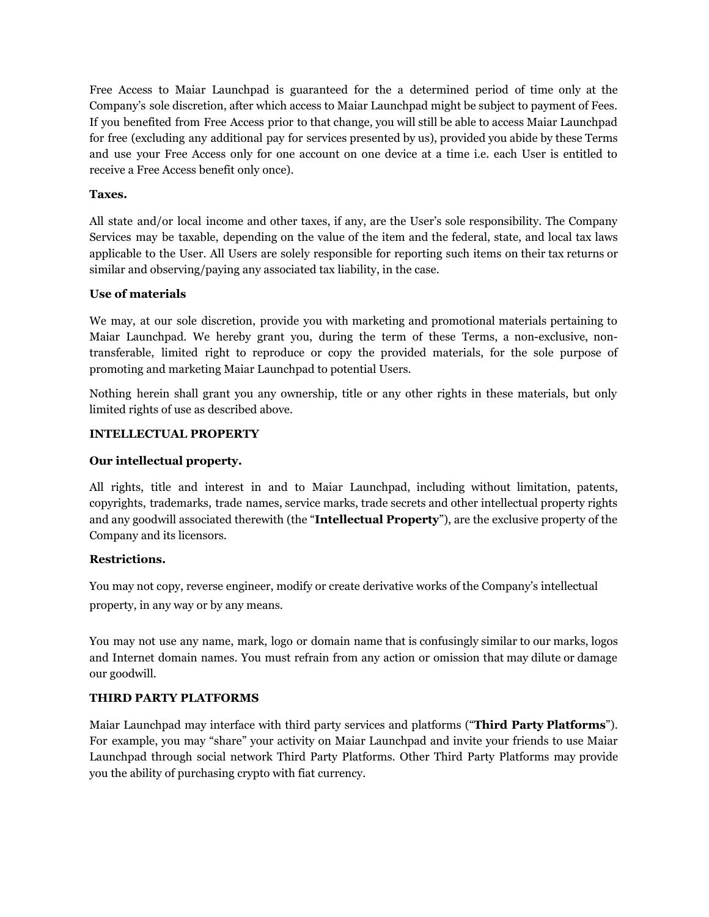Free Access to Maiar Launchpad is guaranteed for the a determined period of time only at the Company's sole discretion, after which access to Maiar Launchpad might be subject to payment of Fees. If you benefited from Free Access prior to that change, you will still be able to access Maiar Launchpad for free (excluding any additional pay for services presented by us), provided you abide by these Terms and use your Free Access only for one account on one device at a time i.e. each User is entitled to receive a Free Access benefit only once).

**Taxes.**

All state and/or local income and other taxes, if any, are the User's sole responsibility. The Company Services may be taxable, depending on the value of the item and the federal, state, and local tax laws applicable to the User. All Users are solely responsible for reporting such items on their tax returns or similar and observing/paying any associated tax liability, in the case.

**Use of materials**

We may, at our sole discretion, provide you with marketing and promotional materials pertaining to Maiar Launchpad. We hereby grant you, during the term of these Terms, a non-exclusive, non-transferable, limited right to reproduce or copy the provided materials, for the sole purpose of promoting and marketing Maiar Launchpad to potential Users.

Nothing herein shall grant you any ownership, title or any other rights in these materials, but only limited rights of use as described above.

**INTELLECTUAL PROPERTY**

**Our intellectual property.**

All rights, title and interest in and to Maiar Launchpad, including without limitation, patents, copyrights, trademarks, trade names, service marks, trade secrets and other intellectual property rights and any goodwill associated therewith (the "**Intellectual Property**"), are the exclusive property of the Company and its licensors.

**Restrictions.**

You may not copy, reverse engineer, modify or create derivative works of the Company's intellectual property, in any way or by any means.

You may not use any name, mark, logo or domain name that is confusingly similar to our marks, logos and Internet domain names. You must refrain from any action or omission that may dilute or damage our goodwill.

**THIRD PARTY PLATFORMS**

Maiar Launchpad may interface with third party services and platforms ("**Third Party Platforms**"). For example, you may "share" your activity on Maiar Launchpad and invite your friends to use Maiar Launchpad through social network Third Party Platforms. Other Third Party Platforms may provide you the ability of purchasing crypto with fiat currency.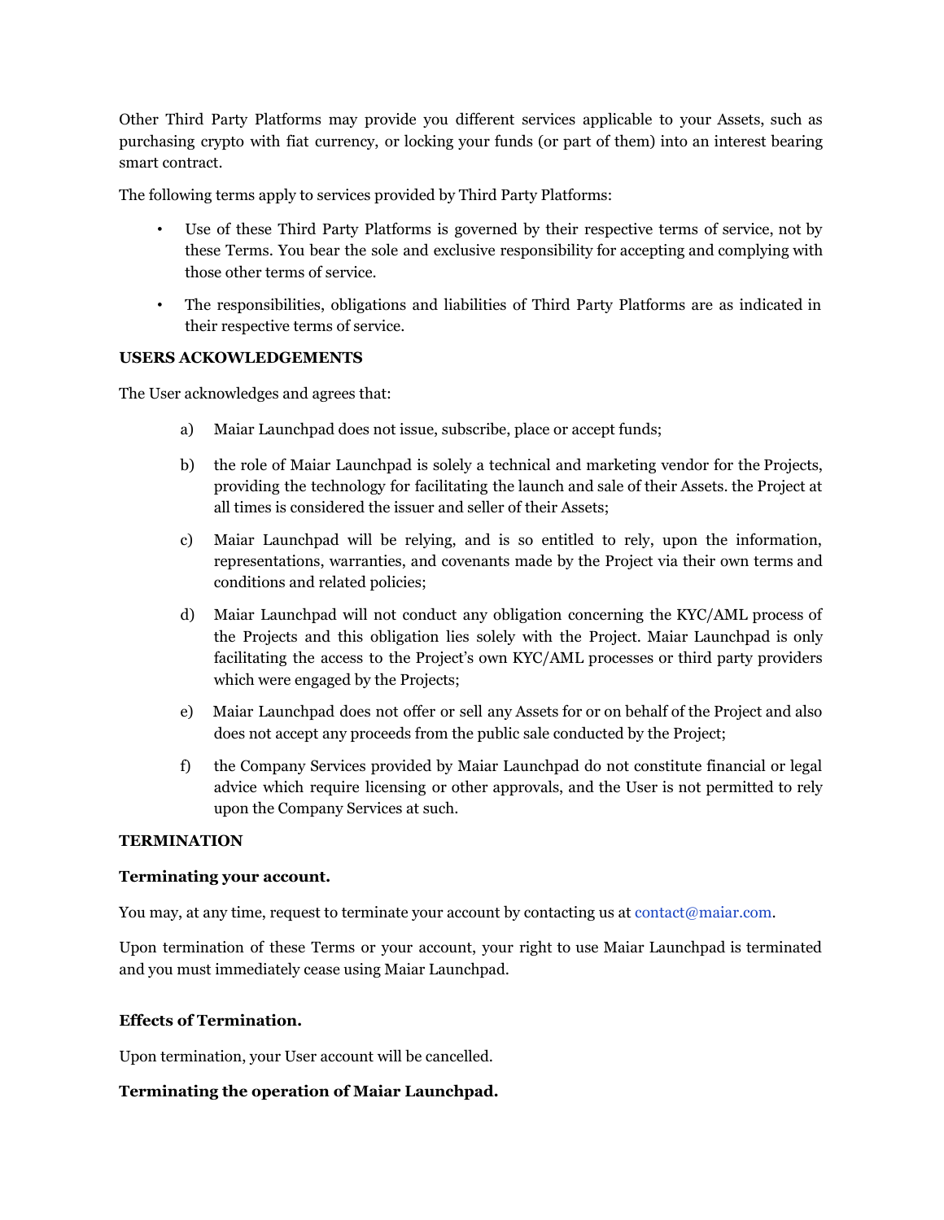Other Third Party Platforms may provide you different services applicable to your Assets, such as purchasing crypto with fiat currency, or locking your funds (or part of them) into an interest bearing smart contract.

The following terms apply to services provided by Third Party Platforms:

- Use of these Third Party Platforms is governed by their respective terms of service, not by these Terms. You bear the sole and exclusive responsibility for accepting and complying with those other terms of service.
- The responsibilities, obligations and liabilities of Third Party Platforms are as indicated in their respective terms of service.

**USERS ACKOWLEDGEMENTS**

The User acknowledges and agrees that:

a) Maiar Launchpad does not issue, subscribe, place or accept funds;

b) the role of Maiar Launchpad is solely a technical and marketing vendor for the Projects, providing the technology for facilitating the launch and sale of their Assets. the Project at all times is considered the issuer and seller of their Assets;

c) Maiar Launchpad will be relying, and is so entitled to rely, upon the information, representations, warranties, and covenants made by the Project via their own terms and conditions and related policies;

d) Maiar Launchpad will not conduct any obligation concerning the KYC/AML process of the Projects and this obligation lies solely with the Project. Maiar Launchpad is only facilitating the access to the Project's own KYC/AML processes or third party providers which were engaged by the Projects;

e) Maiar Launchpad does not offer or sell any Assets for or on behalf of the Project and also does not accept any proceeds from the public sale conducted by the Project;

f) the Company Services provided by Maiar Launchpad do not constitute financial or legal advice which require licensing or other approvals, and the User is not permitted to rely upon the Company Services at such.

**TERMINATION**

**Terminating your account.**

You may, at any time, request to terminate your account by contacting us at contact@maiar.com.

Upon termination of these Terms or your account, your right to use Maiar Launchpad is terminated and you must immediately cease using Maiar Launchpad.

**Effects of Termination.**

Upon termination, your User account will be cancelled.

**Terminating the operation of Maiar Launchpad.**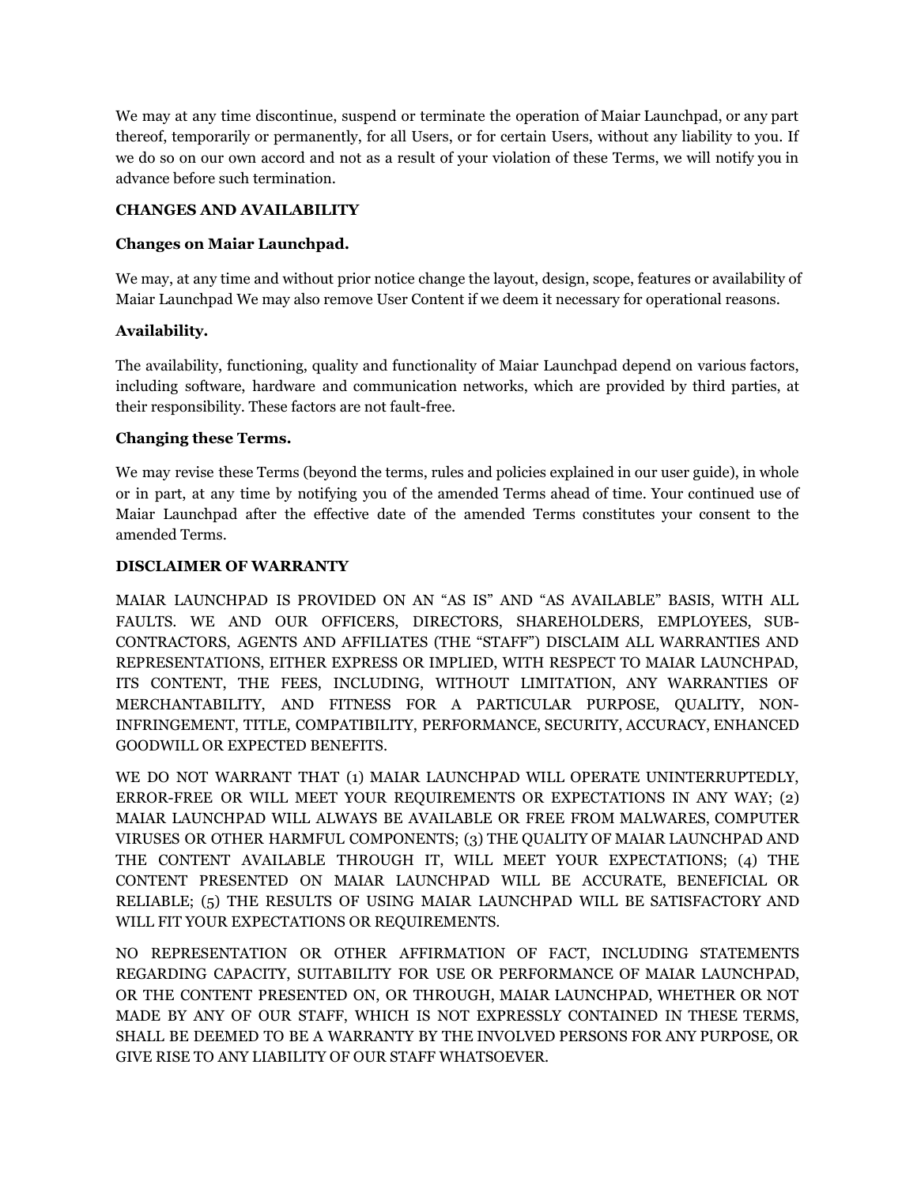We may at any time discontinue, suspend or terminate the operation of Maiar Launchpad, or any part thereof, temporarily or permanently, for all Users, or for certain Users, without any liability to you. If we do so on our own accord and not as a result of your violation of these Terms, we will notify you in advance before such termination.

**CHANGES AND AVAILABILITY**

**Changes on Maiar Launchpad.**

We may, at any time and without prior notice change the layout, design, scope, features or availability of Maiar Launchpad We may also remove User Content if we deem it necessary for operational reasons.

**Availability.**

The availability, functioning, quality and functionality of Maiar Launchpad depend on various factors, including software, hardware and communication networks, which are provided by third parties, at their responsibility. These factors are not fault-free.

**Changing these Terms.**

We may revise these Terms (beyond the terms, rules and policies explained in our user guide), in whole or in part, at any time by notifying you of the amended Terms ahead of time. Your continued use of Maiar Launchpad after the effective date of the amended Terms constitutes your consent to the amended Terms.

**DISCLAIMER OF WARRANTY**

MAIAR LAUNCHPAD IS PROVIDED ON AN "AS IS" AND "AS AVAILABLE" BASIS, WITH ALL FAULTS. WE AND OUR OFFICERS, DIRECTORS, SHAREHOLDERS, EMPLOYEES, SUB-CONTRACTORS, AGENTS AND AFFILIATES (THE "STAFF") DISCLAIM ALL WARRANTIES AND REPRESENTATIONS, EITHER EXPRESS OR IMPLIED, WITH RESPECT TO MAIAR LAUNCHPAD, ITS CONTENT, THE FEES, INCLUDING, WITHOUT LIMITATION, ANY WARRANTIES OF MERCHANTABILITY, AND FITNESS FOR A PARTICULAR PURPOSE, QUALITY, NON-INFRINGEMENT, TITLE, COMPATIBILITY, PERFORMANCE, SECURITY, ACCURACY, ENHANCED GOODWILL OR EXPECTED BENEFITS.

WE DO NOT WARRANT THAT (1) MAIAR LAUNCHPAD WILL OPERATE UNINTERRUPTEDLY, ERROR-FREE OR WILL MEET YOUR REQUIREMENTS OR EXPECTATIONS IN ANY WAY; (2) MAIAR LAUNCHPAD WILL ALWAYS BE AVAILABLE OR FREE FROM MALWARES, COMPUTER VIRUSES OR OTHER HARMFUL COMPONENTS; (3) THE QUALITY OF MAIAR LAUNCHPAD AND THE CONTENT AVAILABLE THROUGH IT, WILL MEET YOUR EXPECTATIONS; (4) THE CONTENT PRESENTED ON MAIAR LAUNCHPAD WILL BE ACCURATE, BENEFICIAL OR RELIABLE; (5) THE RESULTS OF USING MAIAR LAUNCHPAD WILL BE SATISFACTORY AND WILL FIT YOUR EXPECTATIONS OR REQUIREMENTS.

NO REPRESENTATION OR OTHER AFFIRMATION OF FACT, INCLUDING STATEMENTS REGARDING CAPACITY, SUITABILITY FOR USE OR PERFORMANCE OF MAIAR LAUNCHPAD, OR THE CONTENT PRESENTED ON, OR THROUGH, MAIAR LAUNCHPAD, WHETHER OR NOT MADE BY ANY OF OUR STAFF, WHICH IS NOT EXPRESSLY CONTAINED IN THESE TERMS, SHALL BE DEEMED TO BE A WARRANTY BY THE INVOLVED PERSONS FOR ANY PURPOSE, OR GIVE RISE TO ANY LIABILITY OF OUR STAFF WHATSOEVER.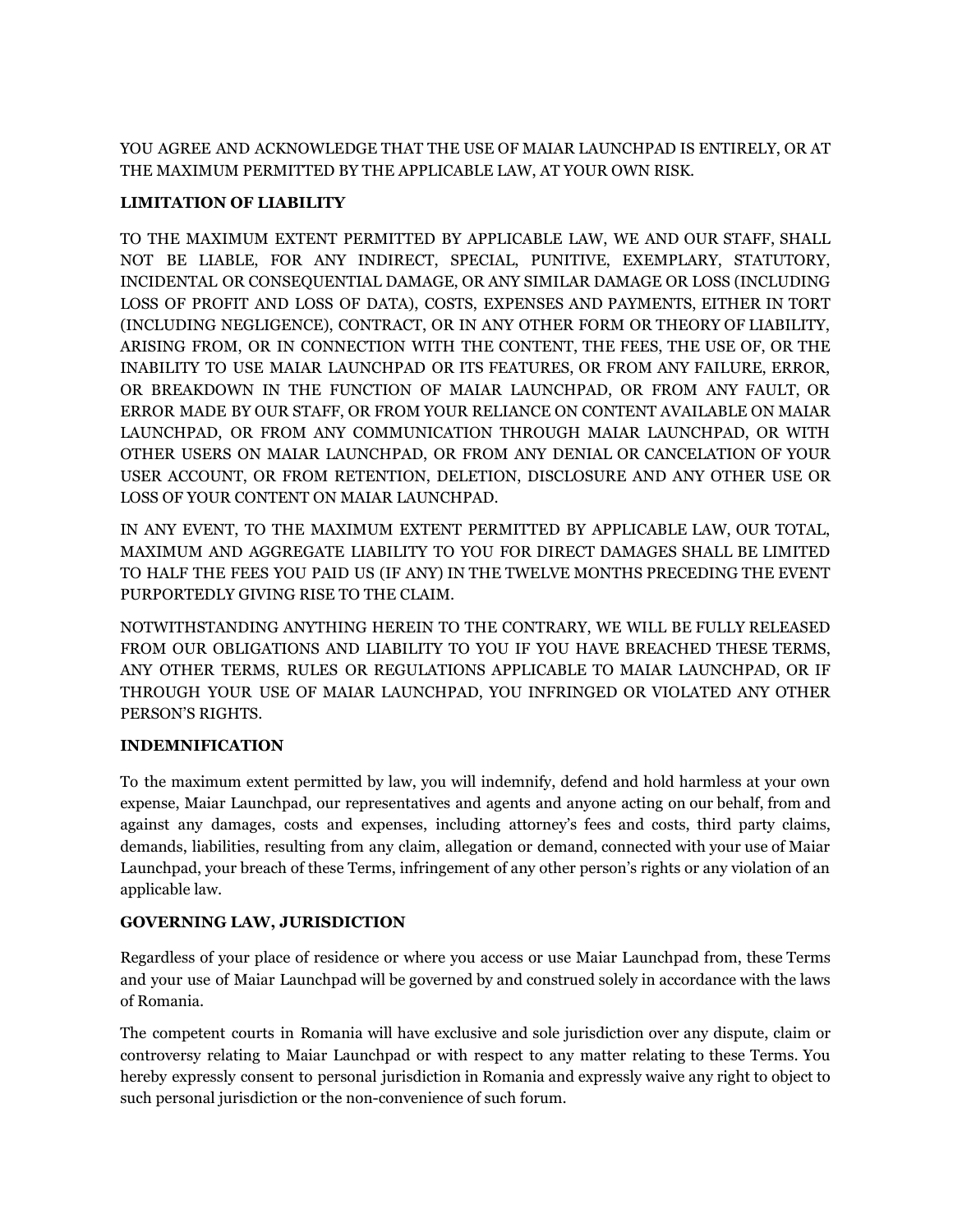YOU AGREE AND ACKNOWLEDGE THAT THE USE OF MAIAR LAUNCHPAD IS ENTIRELY, OR AT THE MAXIMUM PERMITTED BY THE APPLICABLE LAW, AT YOUR OWN RISK.

**LIMITATION OF LIABILITY**

TO THE MAXIMUM EXTENT PERMITTED BY APPLICABLE LAW, WE AND OUR STAFF, SHALL NOT BE LIABLE, FOR ANY INDIRECT, SPECIAL, PUNITIVE, EXEMPLARY, STATUTORY, INCIDENTAL OR CONSEQUENTIAL DAMAGE, OR ANY SIMILAR DAMAGE OR LOSS (INCLUDING LOSS OF PROFIT AND LOSS OF DATA), COSTS, EXPENSES AND PAYMENTS, EITHER IN TORT (INCLUDING NEGLIGENCE), CONTRACT, OR IN ANY OTHER FORM OR THEORY OF LIABILITY, ARISING FROM, OR IN CONNECTION WITH THE CONTENT, THE FEES, THE USE OF, OR THE INABILITY TO USE MAIAR LAUNCHPAD OR ITS FEATURES, OR FROM ANY FAILURE, ERROR, OR BREAKDOWN IN THE FUNCTION OF MAIAR LAUNCHPAD, OR FROM ANY FAULT, OR ERROR MADE BY OUR STAFF, OR FROM YOUR RELIANCE ON CONTENT AVAILABLE ON MAIAR LAUNCHPAD, OR FROM ANY COMMUNICATION THROUGH MAIAR LAUNCHPAD, OR WITH OTHER USERS ON MAIAR LAUNCHPAD, OR FROM ANY DENIAL OR CANCELATION OF YOUR USER ACCOUNT, OR FROM RETENTION, DELETION, DISCLOSURE AND ANY OTHER USE OR LOSS OF YOUR CONTENT ON MAIAR LAUNCHPAD.

IN ANY EVENT, TO THE MAXIMUM EXTENT PERMITTED BY APPLICABLE LAW, OUR TOTAL, MAXIMUM AND AGGREGATE LIABILITY TO YOU FOR DIRECT DAMAGES SHALL BE LIMITED TO HALF THE FEES YOU PAID US (IF ANY) IN THE TWELVE MONTHS PRECEDING THE EVENT PURPORTEDLY GIVING RISE TO THE CLAIM.

NOTWITHSTANDING ANYTHING HEREIN TO THE CONTRARY, WE WILL BE FULLY RELEASED FROM OUR OBLIGATIONS AND LIABILITY TO YOU IF YOU HAVE BREACHED THESE TERMS, ANY OTHER TERMS, RULES OR REGULATIONS APPLICABLE TO MAIAR LAUNCHPAD, OR IF THROUGH YOUR USE OF MAIAR LAUNCHPAD, YOU INFRINGED OR VIOLATED ANY OTHER PERSON'S RIGHTS.

**INDEMNIFICATION**

To the maximum extent permitted by law, you will indemnify, defend and hold harmless at your own expense, Maiar Launchpad, our representatives and agents and anyone acting on our behalf, from and against any damages, costs and expenses, including attorney's fees and costs, third party claims, demands, liabilities, resulting from any claim, allegation or demand, connected with your use of Maiar Launchpad, your breach of these Terms, infringement of any other person's rights or any violation of an applicable law.

**GOVERNING LAW, JURISDICTION**

Regardless of your place of residence or where you access or use Maiar Launchpad from, these Terms and your use of Maiar Launchpad will be governed by and construed solely in accordance with the laws of Romania.

The competent courts in Romania will have exclusive and sole jurisdiction over any dispute, claim or controversy relating to Maiar Launchpad or with respect to any matter relating to these Terms. You hereby expressly consent to personal jurisdiction in Romania and expressly waive any right to object to such personal jurisdiction or the non-convenience of such forum.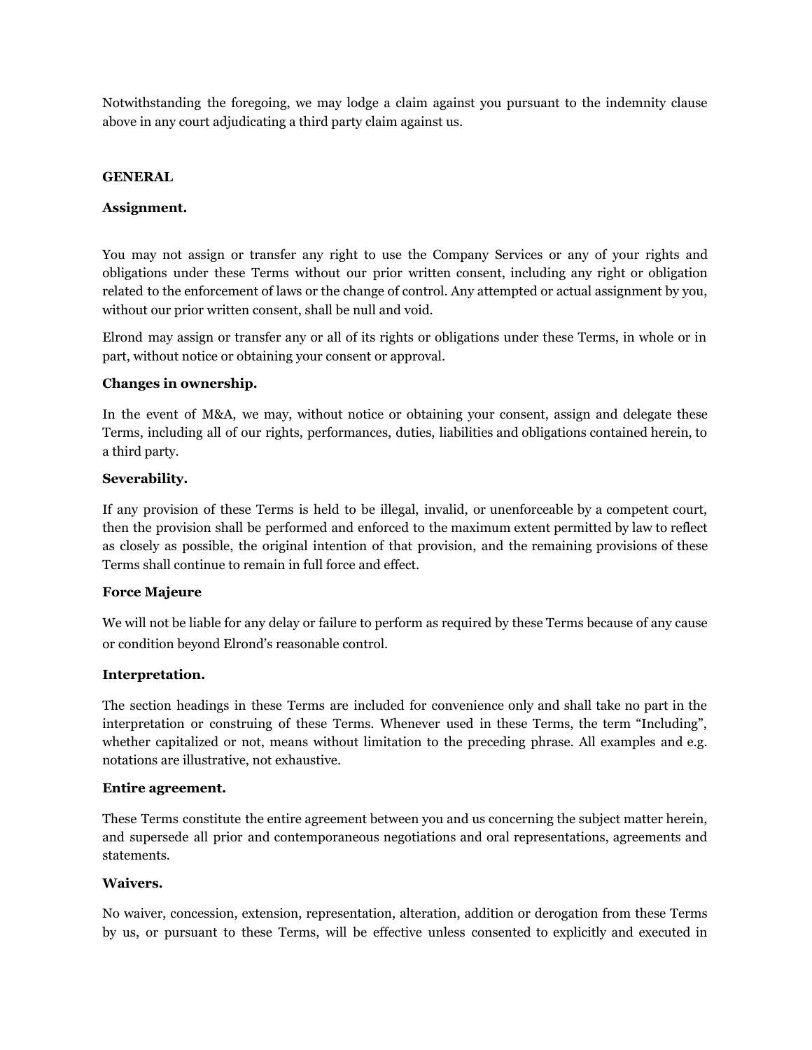Notwithstanding the foregoing, we may lodge a claim against you pursuant to the indemnity clause above in any court adjudicating a third party claim against us.

**GENERAL**

**Assignment.**

You may not assign or transfer any right to use the Company Services or any of your rights and obligations under these Terms without our prior written consent, including any right or obligation related to the enforcement of laws or the change of control. Any attempted or actual assignment by you, without our prior written consent, shall be null and void.

Elrond may assign or transfer any or all of its rights or obligations under these Terms, in whole or in part, without notice or obtaining your consent or approval.

**Changes in ownership.**

In the event of M&A, we may, without notice or obtaining your consent, assign and delegate these Terms, including all of our rights, performances, duties, liabilities and obligations contained herein, to a third party.

**Severability.**

If any provision of these Terms is held to be illegal, invalid, or unenforceable by a competent court, then the provision shall be performed and enforced to the maximum extent permitted by law to reflect as closely as possible, the original intention of that provision, and the remaining provisions of these Terms shall continue to remain in full force and effect.

**Force Majeure**

We will not be liable for any delay or failure to perform as required by these Terms because of any cause or condition beyond Elrond's reasonable control.

**Interpretation.**

The section headings in these Terms are included for convenience only and shall take no part in the interpretation or construing of these Terms. Whenever used in these Terms, the term "Including", whether capitalized or not, means without limitation to the preceding phrase. All examples and e.g. notations are illustrative, not exhaustive.

**Entire agreement.**

These Terms constitute the entire agreement between you and us concerning the subject matter herein, and supersede all prior and contemporaneous negotiations and oral representations, agreements and statements.

**Waivers.**

No waiver, concession, extension, representation, alteration, addition or derogation from these Terms by us, or pursuant to these Terms, will be effective unless consented to explicitly and executed in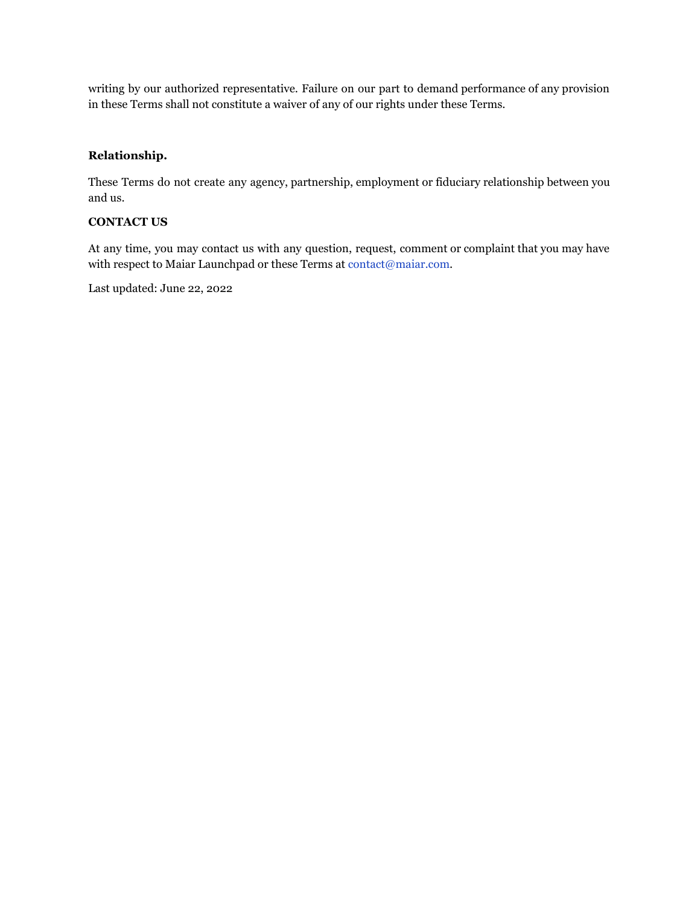writing by our authorized representative. Failure on our part to demand performance of any provision in these Terms shall not constitute a waiver of any of our rights under these Terms.

**Relationship.**

These Terms do not create any agency, partnership, employment or fiduciary relationship between you and us.

**CONTACT US**

At any time, you may contact us with any question, request, comment or complaint that you may have with respect to Maiar Launchpad or these Terms at contact@maiar.com.

Last updated: June 22, 2022